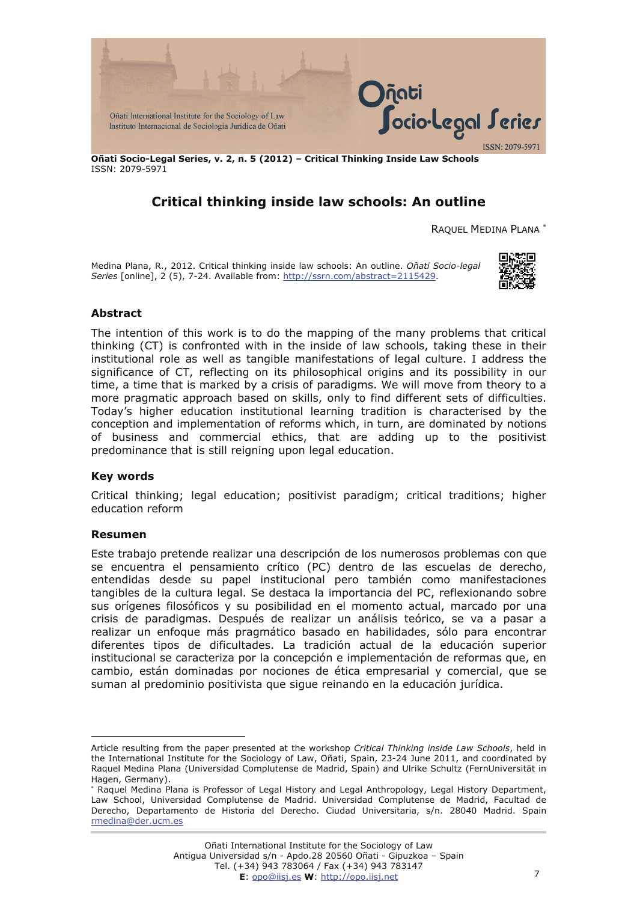# Critical thinking inside law schools: An outline

RAQUEL MEDINA PLANA [*]

Medina Plana, R., 2012. Critical thinking inside law schools: An outline. *Oñati Socio-legal Series* [online], 2 (5), 7-24. Available from: http://ssrn.com/abstract=2115429.

## Abstract

The intention of this work is to do the mapping of the many problems that critical thinking (CT) is confronted with in the inside of law schools, taking these in their institutional role as well as tangible manifestations of legal culture. I address the significance of CT, reflecting on its philosophical origins and its possibility in our time, a time that is marked by a crisis of paradigms. We will move from theory to a more pragmatic approach based on skills, only to find different sets of difficulties. Today's higher education institutional learning tradition is characterised by the conception and implementation of reforms which, in turn, are dominated by notions of business and commercial ethics, that are adding up to the positivist predominance that is still reigning upon legal education.

## Key words

Critical thinking; legal education; positivist paradigm; critical traditions; higher education reform

## Resumen

Este trabajo pretende realizar una descripción de los numerosos problemas con que se encuentra el pensamiento crítico (PC) dentro de las escuelas de derecho, entendidas desde su papel institucional pero también como manifestaciones tangibles de la cultura legal. Se destaca la importancia del PC, reflexionando sobre sus orígenes filosóficos y su posibilidad en el momento actual, marcado por una crisis de paradigmas. Después de realizar un análisis teórico, se va a pasar a realizar un enfoque más pragmático basado en habilidades, sólo para encontrar diferentes tipos de dificultades. La tradición actual de la educación superior institucional se caracteriza por la concepción e implementación de reformas que, en cambio, están dominadas por nociones de ética empresarial y comercial, que se suman al predominio positivista que sigue reinando en la educación jurídica.

---

Article resulting from the paper presented at the workshop *Critical Thinking inside Law Schools*, held in the International Institute for the Sociology of Law, Oñati, Spain, 23-24 June 2011, and coordinated by Raquel Medina Plana (Universidad Complutense de Madrid, Spain) and Ulrike Schultz (FernUniversität in Hagen, Germany).

[*] Raquel Medina Plana is Professor of Legal History and Legal Anthropology, Legal History Department, Law School, Universidad Complutense de Madrid. Universidad Complutense de Madrid, Facultad de Derecho, Departamento de Historia del Derecho. Ciudad Universitaria, s/n. 28040 Madrid. Spain rmedina@der.ucm.es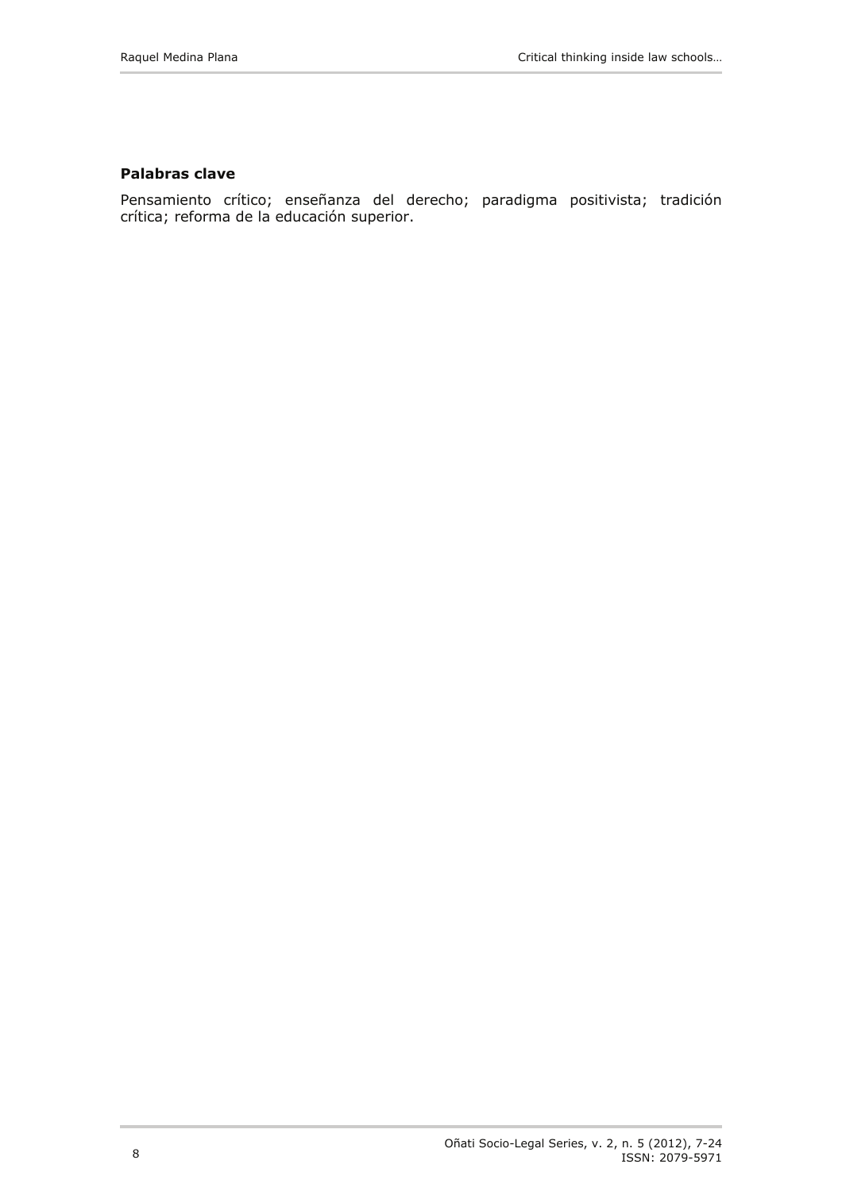#### Palabras clave

Pensamiento crítico; enseñanza del derecho; paradigma positivista; tradición crítica; reforma de la educación superior.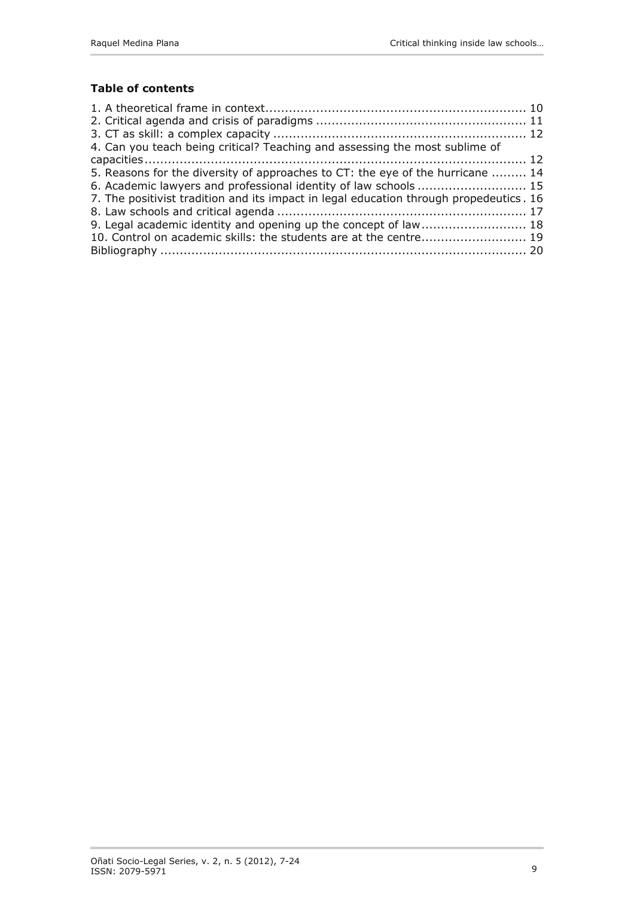**Table of contents**

1. A theoretical frame in context .................................................................. 10
2. Critical agenda and crisis of paradigms ...................................................... 11
3. CT as skill: a complex capacity ................................................................ 12
4. Can you teach being critical? Teaching and assessing the most sublime of capacities ................................................................................................ 12
5. Reasons for the diversity of approaches to CT: the eye of the hurricane ......... 14
6. Academic lawyers and professional identity of law schools ........................... 15
7. The positivist tradition and its impact in legal education through propedeutics . 16
8. Law schools and critical agenda ................................................................ 17
9. Legal academic identity and opening up the concept of law.......................... 18
10. Control on academic skills: the students are at the centre........................... 19

Bibliography ............................................................................................ 20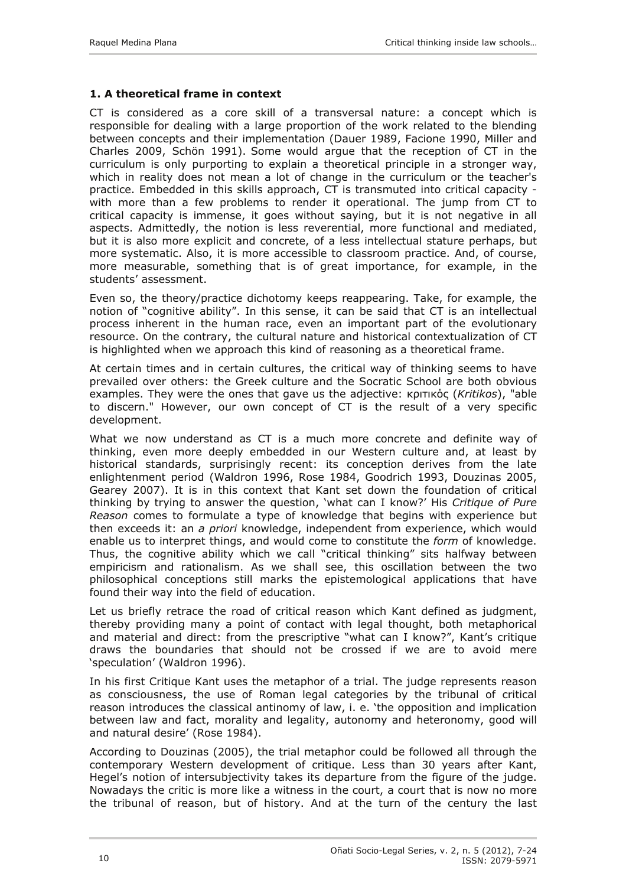### 1. A theoretical frame in context

CT is considered as a core skill of a transversal nature: a concept which is responsible for dealing with a large proportion of the work related to the blending between concepts and their implementation (Dauer 1989, Facione 1990, Miller and Charles 2009, Schön 1991). Some would argue that the reception of CT in the curriculum is only purporting to explain a theoretical principle in a stronger way, which in reality does not mean a lot of change in the curriculum or the teacher's practice. Embedded in this skills approach, CT is transmuted into critical capacity - with more than a few problems to render it operational. The jump from CT to critical capacity is immense, it goes without saying, but it is not negative in all aspects. Admittedly, the notion is less reverential, more functional and mediated, but it is also more explicit and concrete, of a less intellectual stature perhaps, but more systematic. Also, it is more accessible to classroom practice. And, of course, more measurable, something that is of great importance, for example, in the students' assessment.

Even so, the theory/practice dichotomy keeps reappearing. Take, for example, the notion of "cognitive ability". In this sense, it can be said that CT is an intellectual process inherent in the human race, even an important part of the evolutionary resource. On the contrary, the cultural nature and historical contextualization of CT is highlighted when we approach this kind of reasoning as a theoretical frame.

At certain times and in certain cultures, the critical way of thinking seems to have prevailed over others: the Greek culture and the Socratic School are both obvious examples. They were the ones that gave us the adjective: κριτικὸς (*Kritikos*), "able to discern." However, our own concept of CT is the result of a very specific development.

What we now understand as CT is a much more concrete and definite way of thinking, even more deeply embedded in our Western culture and, at least by historical standards, surprisingly recent: its conception derives from the late enlightenment period (Waldron 1996, Rose 1984, Goodrich 1993, Douzinas 2005, Gearey 2007). It is in this context that Kant set down the foundation of critical thinking by trying to answer the question, 'what can I know?' His *Critique of Pure Reason* comes to formulate a type of knowledge that begins with experience but then exceeds it: an *a priori* knowledge, independent from experience, which would enable us to interpret things, and would come to constitute the *form* of knowledge. Thus, the cognitive ability which we call "critical thinking" sits halfway between empiricism and rationalism. As we shall see, this oscillation between the two philosophical conceptions still marks the epistemological applications that have found their way into the field of education.

Let us briefly retrace the road of critical reason which Kant defined as judgment, thereby providing many a point of contact with legal thought, both metaphorical and material and direct: from the prescriptive "what can I know?", Kant's critique draws the boundaries that should not be crossed if we are to avoid mere 'speculation' (Waldron 1996).

In his first Critique Kant uses the metaphor of a trial. The judge represents reason as consciousness, the use of Roman legal categories by the tribunal of critical reason introduces the classical antinomy of law, i. e. 'the opposition and implication between law and fact, morality and legality, autonomy and heteronomy, good will and natural desire' (Rose 1984).

According to Douzinas (2005), the trial metaphor could be followed all through the contemporary Western development of critique. Less than 30 years after Kant, Hegel's notion of intersubjectivity takes its departure from the figure of the judge. Nowadays the critic is more like a witness in the court, a court that is now no more the tribunal of reason, but of history. And at the turn of the century the last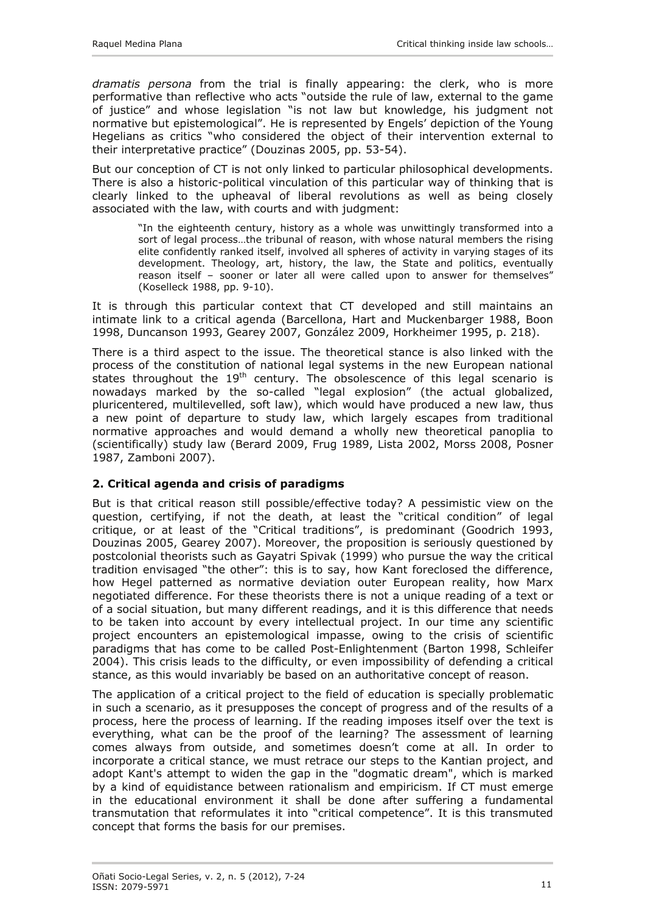*dramatis persona* from the trial is finally appearing: the clerk, who is more performative than reflective who acts "outside the rule of law, external to the game of justice" and whose legislation "is not law but knowledge, his judgment not normative but epistemological". He is represented by Engels' depiction of the Young Hegelians as critics "who considered the object of their intervention external to their interpretative practice" (Douzinas 2005, pp. 53-54).

But our conception of CT is not only linked to particular philosophical developments. There is also a historic-political vinculation of this particular way of thinking that is clearly linked to the upheaval of liberal revolutions as well as being closely associated with the law, with courts and with judgment:

> "In the eighteenth century, history as a whole was unwittingly transformed into a sort of legal process…the tribunal of reason, with whose natural members the rising elite confidently ranked itself, involved all spheres of activity in varying stages of its development. Theology, art, history, the law, the State and politics, eventually reason itself – sooner or later all were called upon to answer for themselves" (Koselleck 1988, pp. 9-10).

It is through this particular context that CT developed and still maintains an intimate link to a critical agenda (Barcellona, Hart and Muckenbarger 1988, Boon 1998, Duncanson 1993, Gearey 2007, González 2009, Horkheimer 1995, p. 218).

There is a third aspect to the issue. The theoretical stance is also linked with the process of the constitution of national legal systems in the new European national states throughout the 19th century. The obsolescence of this legal scenario is nowadays marked by the so-called "legal explosion" (the actual globalized, pluricentered, multilevelled, soft law), which would have produced a new law, thus a new point of departure to study law, which largely escapes from traditional normative approaches and would demand a wholly new theoretical panoplia to (scientifically) study law (Berard 2009, Frug 1989, Lista 2002, Morss 2008, Posner 1987, Zamboni 2007).

## 2. Critical agenda and crisis of paradigms

But is that critical reason still possible/effective today? A pessimistic view on the question, certifying, if not the death, at least the "critical condition" of legal critique, or at least of the "Critical traditions", is predominant (Goodrich 1993, Douzinas 2005, Gearey 2007). Moreover, the proposition is seriously questioned by postcolonial theorists such as Gayatri Spivak (1999) who pursue the way the critical tradition envisaged "the other": this is to say, how Kant foreclosed the difference, how Hegel patterned as normative deviation outer European reality, how Marx negotiated difference. For these theorists there is not a unique reading of a text or of a social situation, but many different readings, and it is this difference that needs to be taken into account by every intellectual project. In our time any scientific project encounters an epistemological impasse, owing to the crisis of scientific paradigms that has come to be called Post-Enlightenment (Barton 1998, Schleifer 2004). This crisis leads to the difficulty, or even impossibility of defending a critical stance, as this would invariably be based on an authoritative concept of reason.

The application of a critical project to the field of education is specially problematic in such a scenario, as it presupposes the concept of progress and of the results of a process, here the process of learning. If the reading imposes itself over the text is everything, what can be the proof of the learning? The assessment of learning comes always from outside, and sometimes doesn't come at all. In order to incorporate a critical stance, we must retrace our steps to the Kantian project, and adopt Kant's attempt to widen the gap in the "dogmatic dream", which is marked by a kind of equidistance between rationalism and empiricism. If CT must emerge in the educational environment it shall be done after suffering a fundamental transmutation that reformulates it into "critical competence". It is this transmuted concept that forms the basis for our premises.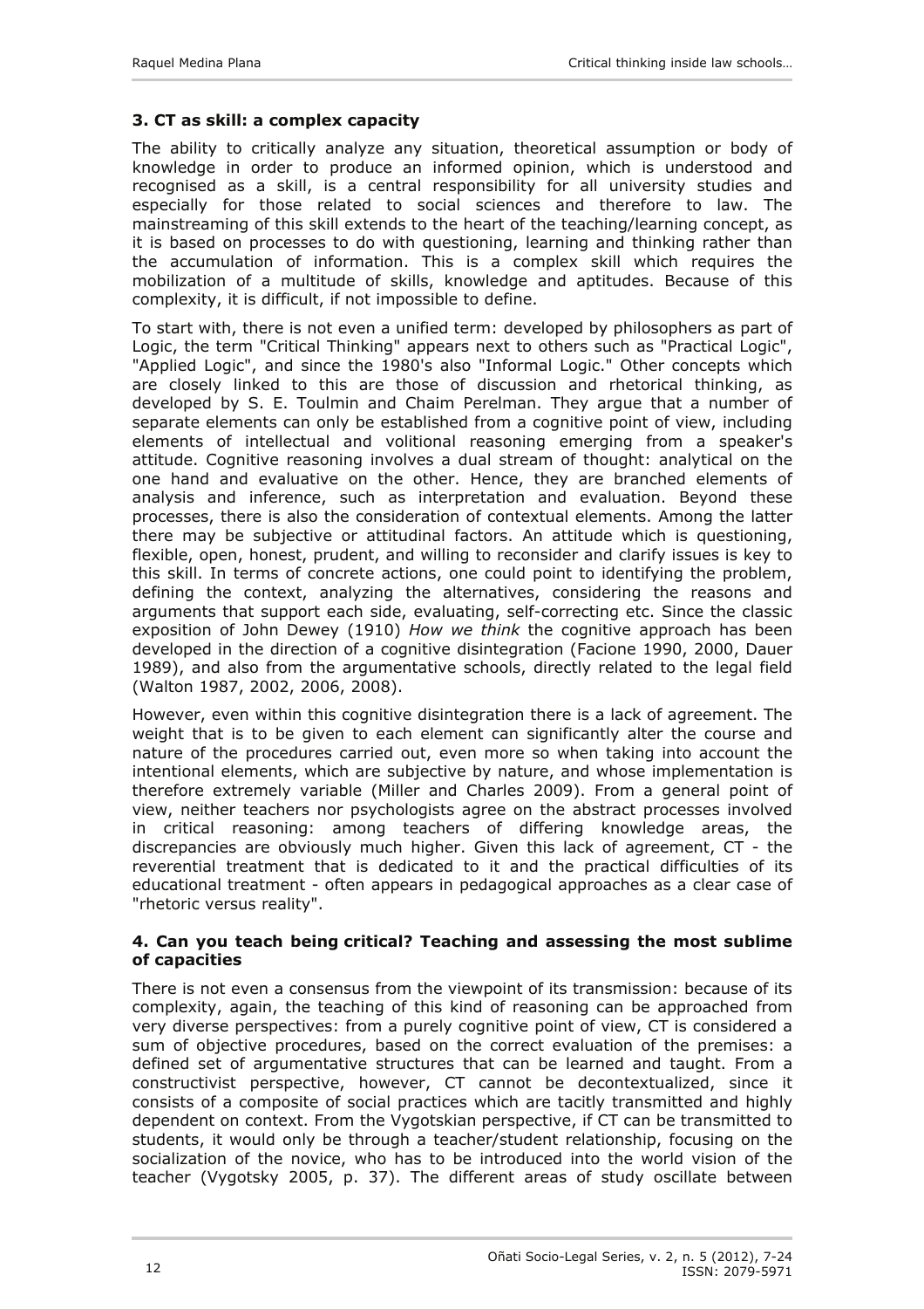## 3. CT as skill: a complex capacity

The ability to critically analyze any situation, theoretical assumption or body of knowledge in order to produce an informed opinion, which is understood and recognised as a skill, is a central responsibility for all university studies and especially for those related to social sciences and therefore to law. The mainstreaming of this skill extends to the heart of the teaching/learning concept, as it is based on processes to do with questioning, learning and thinking rather than the accumulation of information. This is a complex skill which requires the mobilization of a multitude of skills, knowledge and aptitudes. Because of this complexity, it is difficult, if not impossible to define.

To start with, there is not even a unified term: developed by philosophers as part of Logic, the term "Critical Thinking" appears next to others such as "Practical Logic", "Applied Logic", and since the 1980's also "Informal Logic." Other concepts which are closely linked to this are those of discussion and rhetorical thinking, as developed by S. E. Toulmin and Chaim Perelman. They argue that a number of separate elements can only be established from a cognitive point of view, including elements of intellectual and volitional reasoning emerging from a speaker's attitude. Cognitive reasoning involves a dual stream of thought: analytical on the one hand and evaluative on the other. Hence, they are branched elements of analysis and inference, such as interpretation and evaluation. Beyond these processes, there is also the consideration of contextual elements. Among the latter there may be subjective or attitudinal factors. An attitude which is questioning, flexible, open, honest, prudent, and willing to reconsider and clarify issues is key to this skill. In terms of concrete actions, one could point to identifying the problem, defining the context, analyzing the alternatives, considering the reasons and arguments that support each side, evaluating, self-correcting etc. Since the classic exposition of John Dewey (1910) *How we think* the cognitive approach has been developed in the direction of a cognitive disintegration (Facione 1990, 2000, Dauer 1989), and also from the argumentative schools, directly related to the legal field (Walton 1987, 2002, 2006, 2008).

However, even within this cognitive disintegration there is a lack of agreement. The weight that is to be given to each element can significantly alter the course and nature of the procedures carried out, even more so when taking into account the intentional elements, which are subjective by nature, and whose implementation is therefore extremely variable (Miller and Charles 2009). From a general point of view, neither teachers nor psychologists agree on the abstract processes involved in critical reasoning: among teachers of differing knowledge areas, the discrepancies are obviously much higher. Given this lack of agreement, CT - the reverential treatment that is dedicated to it and the practical difficulties of its educational treatment - often appears in pedagogical approaches as a clear case of "rhetoric versus reality".

## 4. Can you teach being critical? Teaching and assessing the most sublime of capacities

There is not even a consensus from the viewpoint of its transmission: because of its complexity, again, the teaching of this kind of reasoning can be approached from very diverse perspectives: from a purely cognitive point of view, CT is considered a sum of objective procedures, based on the correct evaluation of the premises: a defined set of argumentative structures that can be learned and taught. From a constructivist perspective, however, CT cannot be decontextualized, since it consists of a composite of social practices which are tacitly transmitted and highly dependent on context. From the Vygotskian perspective, if CT can be transmitted to students, it would only be through a teacher/student relationship, focusing on the socialization of the novice, who has to be introduced into the world vision of the teacher (Vygotsky 2005, p. 37). The different areas of study oscillate between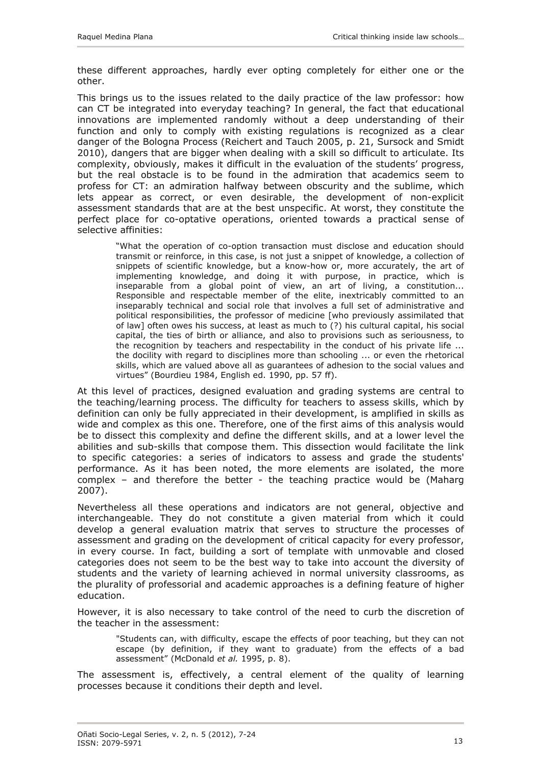these different approaches, hardly ever opting completely for either one or the other.

This brings us to the issues related to the daily practice of the law professor: how can CT be integrated into everyday teaching? In general, the fact that educational innovations are implemented randomly without a deep understanding of their function and only to comply with existing regulations is recognized as a clear danger of the Bologna Process (Reichert and Tauch 2005, p. 21, Sursock and Smidt 2010), dangers that are bigger when dealing with a skill so difficult to articulate. Its complexity, obviously, makes it difficult in the evaluation of the students' progress, but the real obstacle is to be found in the admiration that academics seem to profess for CT: an admiration halfway between obscurity and the sublime, which lets appear as correct, or even desirable, the development of non-explicit assessment standards that are at the best unspecific. At worst, they constitute the perfect place for co-optative operations, oriented towards a practical sense of selective affinities:

> "What the operation of co-option transaction must disclose and education should transmit or reinforce, in this case, is not just a snippet of knowledge, a collection of snippets of scientific knowledge, but a know-how or, more accurately, the art of implementing knowledge, and doing it with purpose, in practice, which is inseparable from a global point of view, an art of living, a constitution... Responsible and respectable member of the elite, inextricably committed to an inseparably technical and social role that involves a full set of administrative and political responsibilities, the professor of medicine [who previously assimilated that of law] often owes his success, at least as much to (?) his cultural capital, his social capital, the ties of birth or alliance, and also to provisions such as seriousness, to the recognition by teachers and respectability in the conduct of his private life ... the docility with regard to disciplines more than schooling ... or even the rhetorical skills, which are valued above all as guarantees of adhesion to the social values and virtues" (Bourdieu 1984, English ed. 1990, pp. 57 ff).

At this level of practices, designed evaluation and grading systems are central to the teaching/learning process. The difficulty for teachers to assess skills, which by definition can only be fully appreciated in their development, is amplified in skills as wide and complex as this one. Therefore, one of the first aims of this analysis would be to dissect this complexity and define the different skills, and at a lower level the abilities and sub-skills that compose them. This dissection would facilitate the link to specific categories: a series of indicators to assess and grade the students' performance. As it has been noted, the more elements are isolated, the more complex – and therefore the better - the teaching practice would be (Maharg 2007).

Nevertheless all these operations and indicators are not general, objective and interchangeable. They do not constitute a given material from which it could develop a general evaluation matrix that serves to structure the processes of assessment and grading on the development of critical capacity for every professor, in every course. In fact, building a sort of template with unmovable and closed categories does not seem to be the best way to take into account the diversity of students and the variety of learning achieved in normal university classrooms, as the plurality of professorial and academic approaches is a defining feature of higher education.

However, it is also necessary to take control of the need to curb the discretion of the teacher in the assessment:

> "Students can, with difficulty, escape the effects of poor teaching, but they can not escape (by definition, if they want to graduate) from the effects of a bad assessment" (McDonald *et al.* 1995, p. 8).

The assessment is, effectively, a central element of the quality of learning processes because it conditions their depth and level.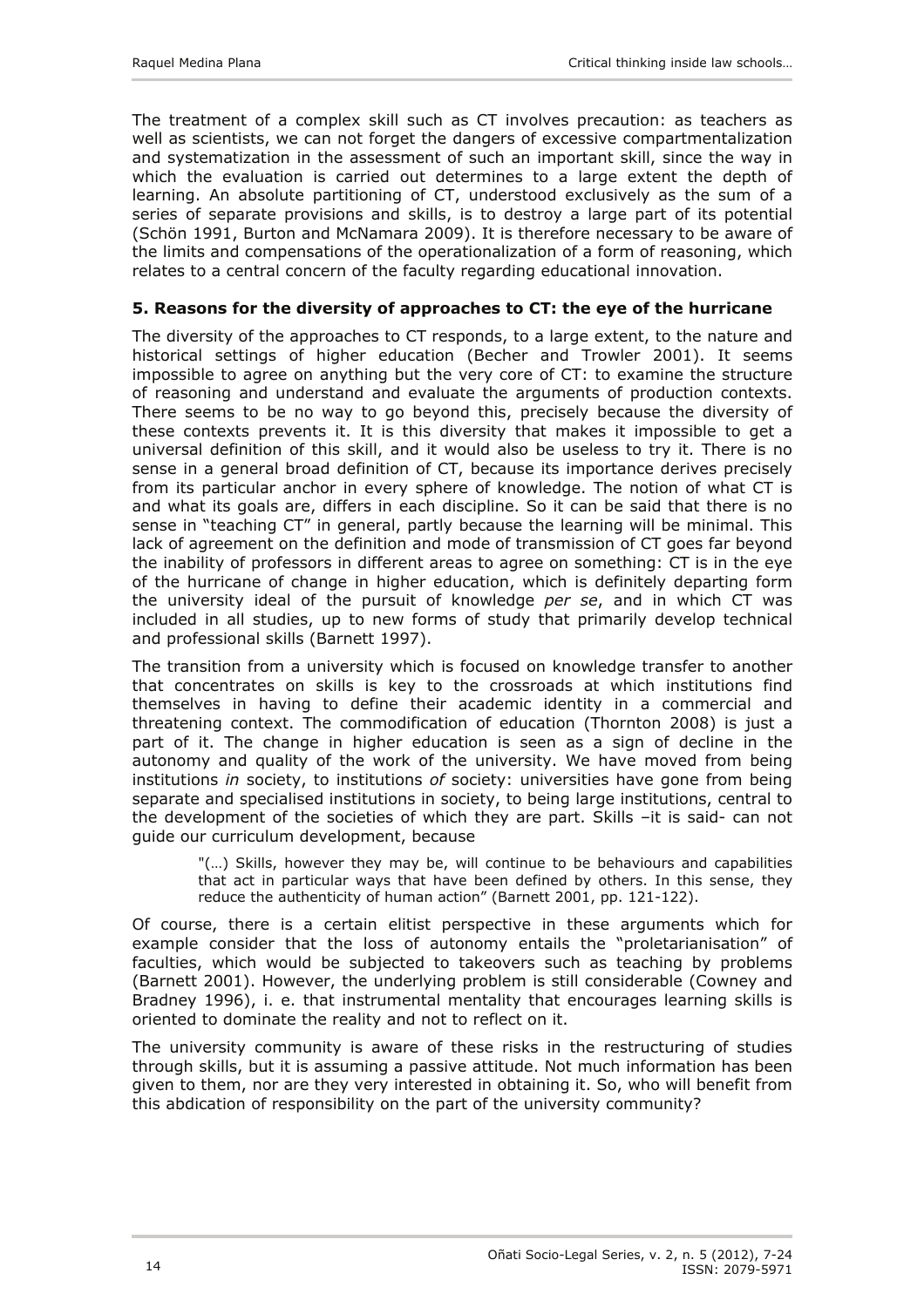The treatment of a complex skill such as CT involves precaution: as teachers as well as scientists, we can not forget the dangers of excessive compartmentalization and systematization in the assessment of such an important skill, since the way in which the evaluation is carried out determines to a large extent the depth of learning. An absolute partitioning of CT, understood exclusively as the sum of a series of separate provisions and skills, is to destroy a large part of its potential (Schön 1991, Burton and McNamara 2009). It is therefore necessary to be aware of the limits and compensations of the operationalization of a form of reasoning, which relates to a central concern of the faculty regarding educational innovation.

## 5. Reasons for the diversity of approaches to CT: the eye of the hurricane

The diversity of the approaches to CT responds, to a large extent, to the nature and historical settings of higher education (Becher and Trowler 2001). It seems impossible to agree on anything but the very core of CT: to examine the structure of reasoning and understand and evaluate the arguments of production contexts. There seems to be no way to go beyond this, precisely because the diversity of these contexts prevents it. It is this diversity that makes it impossible to get a universal definition of this skill, and it would also be useless to try it. There is no sense in a general broad definition of CT, because its importance derives precisely from its particular anchor in every sphere of knowledge. The notion of what CT is and what its goals are, differs in each discipline. So it can be said that there is no sense in "teaching CT" in general, partly because the learning will be minimal. This lack of agreement on the definition and mode of transmission of CT goes far beyond the inability of professors in different areas to agree on something: CT is in the eye of the hurricane of change in higher education, which is definitely departing form the university ideal of the pursuit of knowledge *per se*, and in which CT was included in all studies, up to new forms of study that primarily develop technical and professional skills (Barnett 1997).

The transition from a university which is focused on knowledge transfer to another that concentrates on skills is key to the crossroads at which institutions find themselves in having to define their academic identity in a commercial and threatening context. The commodification of education (Thornton 2008) is just a part of it. The change in higher education is seen as a sign of decline in the autonomy and quality of the work of the university. We have moved from being institutions *in* society, to institutions *of* society: universities have gone from being separate and specialised institutions in society, to being large institutions, central to the development of the societies of which they are part. Skills –it is said- can not guide our curriculum development, because

> "(…) Skills, however they may be, will continue to be behaviours and capabilities that act in particular ways that have been defined by others. In this sense, they reduce the authenticity of human action" (Barnett 2001, pp. 121-122).

Of course, there is a certain elitist perspective in these arguments which for example consider that the loss of autonomy entails the "proletarianisation" of faculties, which would be subjected to takeovers such as teaching by problems (Barnett 2001). However, the underlying problem is still considerable (Cowney and Bradney 1996), i. e. that instrumental mentality that encourages learning skills is oriented to dominate the reality and not to reflect on it.

The university community is aware of these risks in the restructuring of studies through skills, but it is assuming a passive attitude. Not much information has been given to them, nor are they very interested in obtaining it. So, who will benefit from this abdication of responsibility on the part of the university community?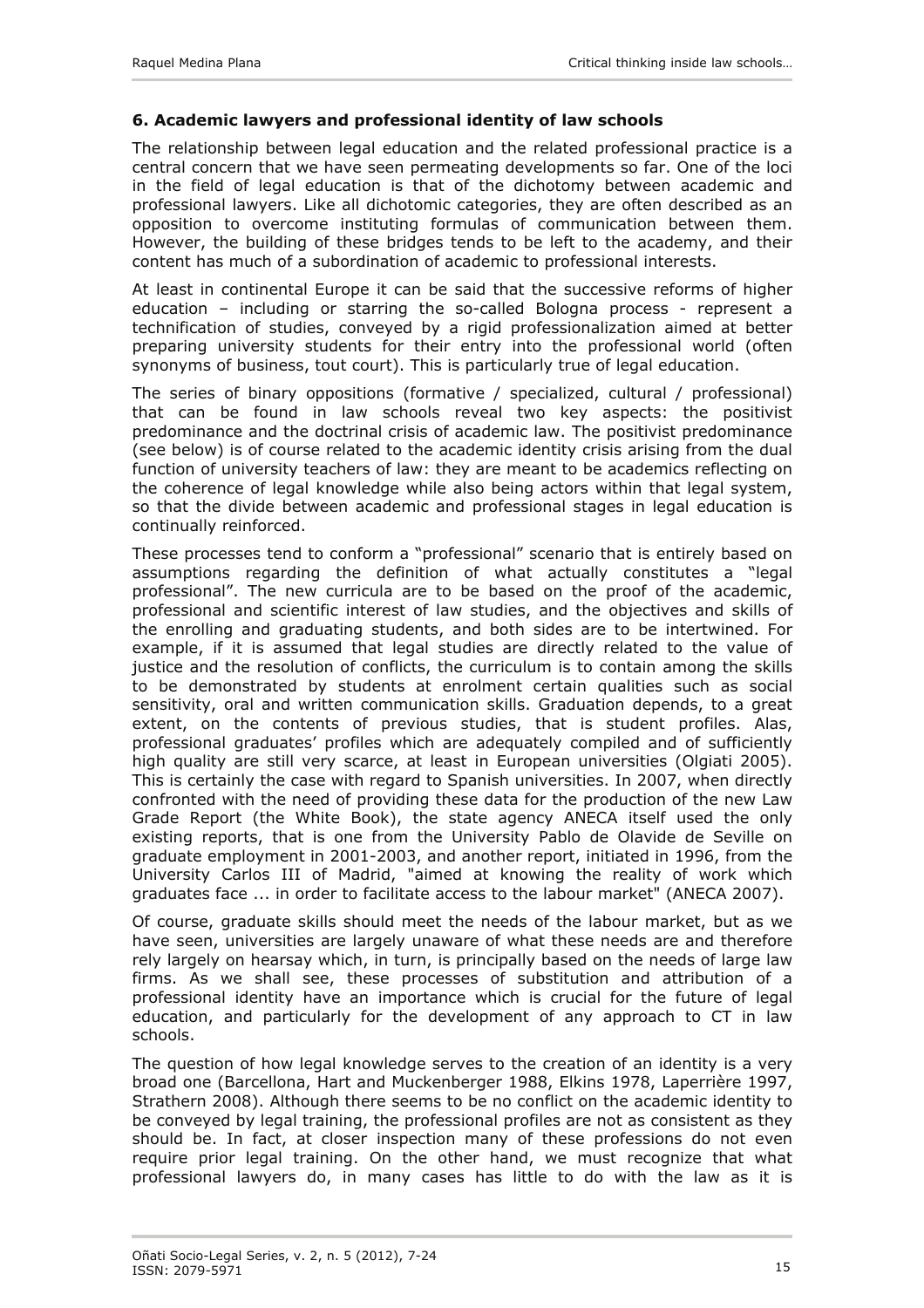### 6. Academic lawyers and professional identity of law schools

The relationship between legal education and the related professional practice is a central concern that we have seen permeating developments so far. One of the loci in the field of legal education is that of the dichotomy between academic and professional lawyers. Like all dichotomic categories, they are often described as an opposition to overcome instituting formulas of communication between them. However, the building of these bridges tends to be left to the academy, and their content has much of a subordination of academic to professional interests.

At least in continental Europe it can be said that the successive reforms of higher education – including or starring the so-called Bologna process - represent a technification of studies, conveyed by a rigid professionalization aimed at better preparing university students for their entry into the professional world (often synonyms of business, tout court). This is particularly true of legal education.

The series of binary oppositions (formative / specialized, cultural / professional) that can be found in law schools reveal two key aspects: the positivist predominance and the doctrinal crisis of academic law. The positivist predominance (see below) is of course related to the academic identity crisis arising from the dual function of university teachers of law: they are meant to be academics reflecting on the coherence of legal knowledge while also being actors within that legal system, so that the divide between academic and professional stages in legal education is continually reinforced.

These processes tend to conform a "professional" scenario that is entirely based on assumptions regarding the definition of what actually constitutes a "legal professional". The new curricula are to be based on the proof of the academic, professional and scientific interest of law studies, and the objectives and skills of the enrolling and graduating students, and both sides are to be intertwined. For example, if it is assumed that legal studies are directly related to the value of justice and the resolution of conflicts, the curriculum is to contain among the skills to be demonstrated by students at enrolment certain qualities such as social sensitivity, oral and written communication skills. Graduation depends, to a great extent, on the contents of previous studies, that is student profiles. Alas, professional graduates' profiles which are adequately compiled and of sufficiently high quality are still very scarce, at least in European universities (Olgiati 2005). This is certainly the case with regard to Spanish universities. In 2007, when directly confronted with the need of providing these data for the production of the new Law Grade Report (the White Book), the state agency ANECA itself used the only existing reports, that is one from the University Pablo de Olavide de Seville on graduate employment in 2001-2003, and another report, initiated in 1996, from the University Carlos III of Madrid, "aimed at knowing the reality of work which graduates face ... in order to facilitate access to the labour market" (ANECA 2007).

Of course, graduate skills should meet the needs of the labour market, but as we have seen, universities are largely unaware of what these needs are and therefore rely largely on hearsay which, in turn, is principally based on the needs of large law firms. As we shall see, these processes of substitution and attribution of a professional identity have an importance which is crucial for the future of legal education, and particularly for the development of any approach to CT in law schools.

The question of how legal knowledge serves to the creation of an identity is a very broad one (Barcellona, Hart and Muckenberger 1988, Elkins 1978, Laperrière 1997, Strathern 2008). Although there seems to be no conflict on the academic identity to be conveyed by legal training, the professional profiles are not as consistent as they should be. In fact, at closer inspection many of these professions do not even require prior legal training. On the other hand, we must recognize that what professional lawyers do, in many cases has little to do with the law as it is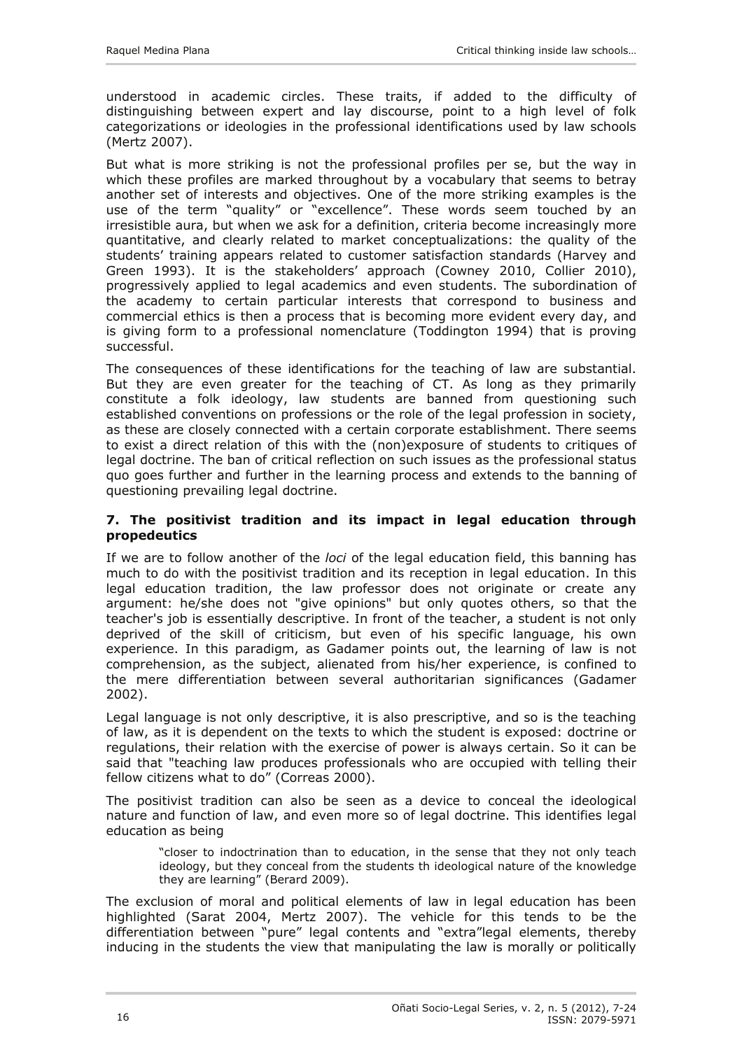understood in academic circles. These traits, if added to the difficulty of distinguishing between expert and lay discourse, point to a high level of folk categorizations or ideologies in the professional identifications used by law schools (Mertz 2007).

But what is more striking is not the professional profiles per se, but the way in which these profiles are marked throughout by a vocabulary that seems to betray another set of interests and objectives. One of the more striking examples is the use of the term "quality" or "excellence". These words seem touched by an irresistible aura, but when we ask for a definition, criteria become increasingly more quantitative, and clearly related to market conceptualizations: the quality of the students' training appears related to customer satisfaction standards (Harvey and Green 1993). It is the stakeholders' approach (Cowney 2010, Collier 2010), progressively applied to legal academics and even students. The subordination of the academy to certain particular interests that correspond to business and commercial ethics is then a process that is becoming more evident every day, and is giving form to a professional nomenclature (Toddington 1994) that is proving successful.

The consequences of these identifications for the teaching of law are substantial. But they are even greater for the teaching of CT. As long as they primarily constitute a folk ideology, law students are banned from questioning such established conventions on professions or the role of the legal profession in society, as these are closely connected with a certain corporate establishment. There seems to exist a direct relation of this with the (non)exposure of students to critiques of legal doctrine. The ban of critical reflection on such issues as the professional status quo goes further and further in the learning process and extends to the banning of questioning prevailing legal doctrine.

### 7. The positivist tradition and its impact in legal education through propedeutics

If we are to follow another of the *loci* of the legal education field, this banning has much to do with the positivist tradition and its reception in legal education. In this legal education tradition, the law professor does not originate or create any argument: he/she does not "give opinions" but only quotes others, so that the teacher's job is essentially descriptive. In front of the teacher, a student is not only deprived of the skill of criticism, but even of his specific language, his own experience. In this paradigm, as Gadamer points out, the learning of law is not comprehension, as the subject, alienated from his/her experience, is confined to the mere differentiation between several authoritarian significances (Gadamer 2002).

Legal language is not only descriptive, it is also prescriptive, and so is the teaching of law, as it is dependent on the texts to which the student is exposed: doctrine or regulations, their relation with the exercise of power is always certain. So it can be said that "teaching law produces professionals who are occupied with telling their fellow citizens what to do" (Correas 2000).

The positivist tradition can also be seen as a device to conceal the ideological nature and function of law, and even more so of legal doctrine. This identifies legal education as being

> "closer to indoctrination than to education, in the sense that they not only teach ideology, but they conceal from the students th ideological nature of the knowledge they are learning" (Berard 2009).

The exclusion of moral and political elements of law in legal education has been highlighted (Sarat 2004, Mertz 2007). The vehicle for this tends to be the differentiation between "pure" legal contents and "extra"legal elements, thereby inducing in the students the view that manipulating the law is morally or politically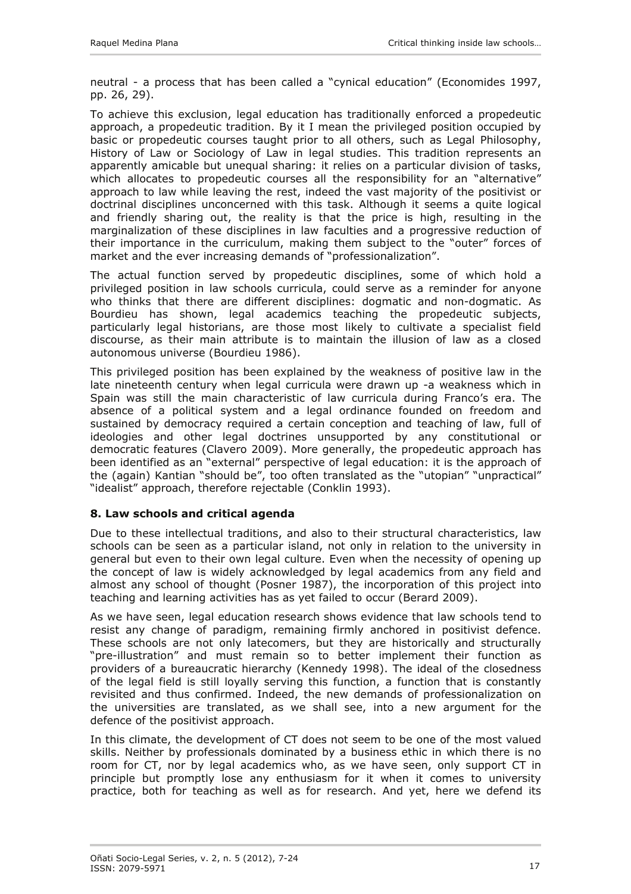neutral - a process that has been called a "cynical education" (Economides 1997, pp. 26, 29).

To achieve this exclusion, legal education has traditionally enforced a propedeutic approach, a propedeutic tradition. By it I mean the privileged position occupied by basic or propedeutic courses taught prior to all others, such as Legal Philosophy, History of Law or Sociology of Law in legal studies. This tradition represents an apparently amicable but unequal sharing: it relies on a particular division of tasks, which allocates to propedeutic courses all the responsibility for an "alternative" approach to law while leaving the rest, indeed the vast majority of the positivist or doctrinal disciplines unconcerned with this task. Although it seems a quite logical and friendly sharing out, the reality is that the price is high, resulting in the marginalization of these disciplines in law faculties and a progressive reduction of their importance in the curriculum, making them subject to the "outer" forces of market and the ever increasing demands of "professionalization".

The actual function served by propedeutic disciplines, some of which hold a privileged position in law schools curricula, could serve as a reminder for anyone who thinks that there are different disciplines: dogmatic and non-dogmatic. As Bourdieu has shown, legal academics teaching the propedeutic subjects, particularly legal historians, are those most likely to cultivate a specialist field discourse, as their main attribute is to maintain the illusion of law as a closed autonomous universe (Bourdieu 1986).

This privileged position has been explained by the weakness of positive law in the late nineteenth century when legal curricula were drawn up -a weakness which in Spain was still the main characteristic of law curricula during Franco's era. The absence of a political system and a legal ordinance founded on freedom and sustained by democracy required a certain conception and teaching of law, full of ideologies and other legal doctrines unsupported by any constitutional or democratic features (Clavero 2009). More generally, the propedeutic approach has been identified as an "external" perspective of legal education: it is the approach of the (again) Kantian "should be", too often translated as the "utopian" "unpractical" "idealist" approach, therefore rejectable (Conklin 1993).

## 8. Law schools and critical agenda

Due to these intellectual traditions, and also to their structural characteristics, law schools can be seen as a particular island, not only in relation to the university in general but even to their own legal culture. Even when the necessity of opening up the concept of law is widely acknowledged by legal academics from any field and almost any school of thought (Posner 1987), the incorporation of this project into teaching and learning activities has as yet failed to occur (Berard 2009).

As we have seen, legal education research shows evidence that law schools tend to resist any change of paradigm, remaining firmly anchored in positivist defence. These schools are not only latecomers, but they are historically and structurally "pre-illustration" and must remain so to better implement their function as providers of a bureaucratic hierarchy (Kennedy 1998). The ideal of the closedness of the legal field is still loyally serving this function, a function that is constantly revisited and thus confirmed. Indeed, the new demands of professionalization on the universities are translated, as we shall see, into a new argument for the defence of the positivist approach.

In this climate, the development of CT does not seem to be one of the most valued skills. Neither by professionals dominated by a business ethic in which there is no room for CT, nor by legal academics who, as we have seen, only support CT in principle but promptly lose any enthusiasm for it when it comes to university practice, both for teaching as well as for research. And yet, here we defend its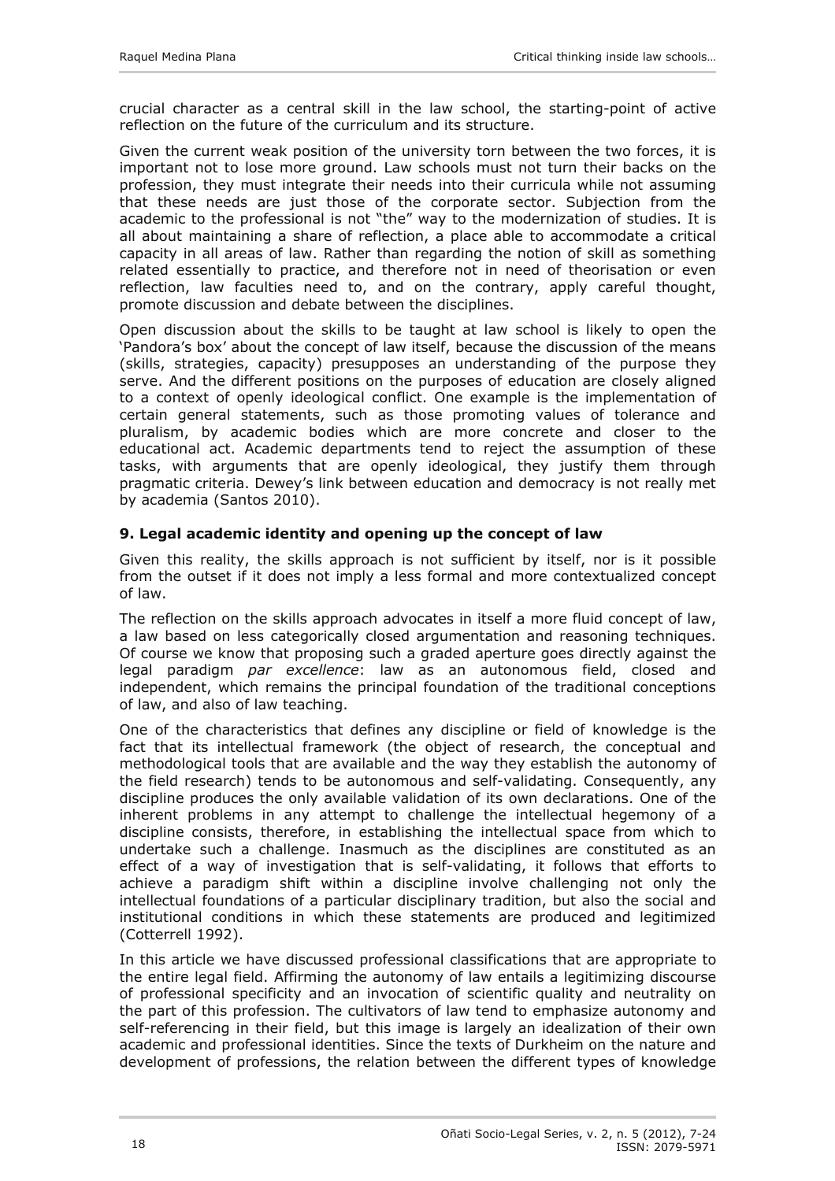crucial character as a central skill in the law school, the starting-point of active reflection on the future of the curriculum and its structure.

Given the current weak position of the university torn between the two forces, it is important not to lose more ground. Law schools must not turn their backs on the profession, they must integrate their needs into their curricula while not assuming that these needs are just those of the corporate sector. Subjection from the academic to the professional is not "the" way to the modernization of studies. It is all about maintaining a share of reflection, a place able to accommodate a critical capacity in all areas of law. Rather than regarding the notion of skill as something related essentially to practice, and therefore not in need of theorisation or even reflection, law faculties need to, and on the contrary, apply careful thought, promote discussion and debate between the disciplines.

Open discussion about the skills to be taught at law school is likely to open the 'Pandora's box' about the concept of law itself, because the discussion of the means (skills, strategies, capacity) presupposes an understanding of the purpose they serve. And the different positions on the purposes of education are closely aligned to a context of openly ideological conflict. One example is the implementation of certain general statements, such as those promoting values of tolerance and pluralism, by academic bodies which are more concrete and closer to the educational act. Academic departments tend to reject the assumption of these tasks, with arguments that are openly ideological, they justify them through pragmatic criteria. Dewey's link between education and democracy is not really met by academia (Santos 2010).

### 9. Legal academic identity and opening up the concept of law

Given this reality, the skills approach is not sufficient by itself, nor is it possible from the outset if it does not imply a less formal and more contextualized concept of law.

The reflection on the skills approach advocates in itself a more fluid concept of law, a law based on less categorically closed argumentation and reasoning techniques. Of course we know that proposing such a graded aperture goes directly against the legal paradigm *par excellence*: law as an autonomous field, closed and independent, which remains the principal foundation of the traditional conceptions of law, and also of law teaching.

One of the characteristics that defines any discipline or field of knowledge is the fact that its intellectual framework (the object of research, the conceptual and methodological tools that are available and the way they establish the autonomy of the field research) tends to be autonomous and self-validating. Consequently, any discipline produces the only available validation of its own declarations. One of the inherent problems in any attempt to challenge the intellectual hegemony of a discipline consists, therefore, in establishing the intellectual space from which to undertake such a challenge. Inasmuch as the disciplines are constituted as an effect of a way of investigation that is self-validating, it follows that efforts to achieve a paradigm shift within a discipline involve challenging not only the intellectual foundations of a particular disciplinary tradition, but also the social and institutional conditions in which these statements are produced and legitimized (Cotterrell 1992).

In this article we have discussed professional classifications that are appropriate to the entire legal field. Affirming the autonomy of law entails a legitimizing discourse of professional specificity and an invocation of scientific quality and neutrality on the part of this profession. The cultivators of law tend to emphasize autonomy and self-referencing in their field, but this image is largely an idealization of their own academic and professional identities. Since the texts of Durkheim on the nature and development of professions, the relation between the different types of knowledge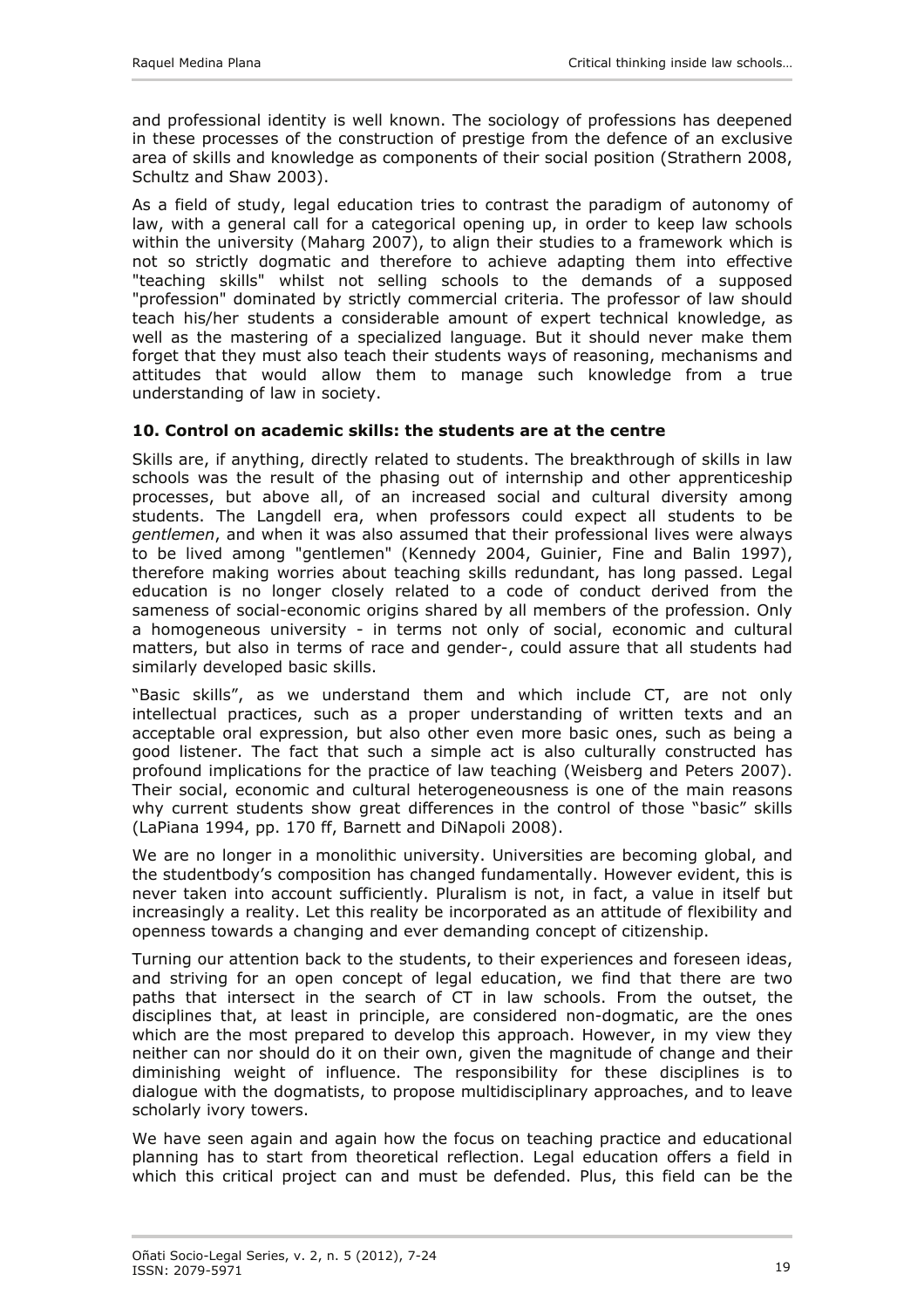and professional identity is well known. The sociology of professions has deepened in these processes of the construction of prestige from the defence of an exclusive area of skills and knowledge as components of their social position (Strathern 2008, Schultz and Shaw 2003).

As a field of study, legal education tries to contrast the paradigm of autonomy of law, with a general call for a categorical opening up, in order to keep law schools within the university (Maharg 2007), to align their studies to a framework which is not so strictly dogmatic and therefore to achieve adapting them into effective "teaching skills" whilst not selling schools to the demands of a supposed "profession" dominated by strictly commercial criteria. The professor of law should teach his/her students a considerable amount of expert technical knowledge, as well as the mastering of a specialized language. But it should never make them forget that they must also teach their students ways of reasoning, mechanisms and attitudes that would allow them to manage such knowledge from a true understanding of law in society.

### 10. Control on academic skills: the students are at the centre

Skills are, if anything, directly related to students. The breakthrough of skills in law schools was the result of the phasing out of internship and other apprenticeship processes, but above all, of an increased social and cultural diversity among students. The Langdell era, when professors could expect all students to be *gentlemen*, and when it was also assumed that their professional lives were always to be lived among "gentlemen" (Kennedy 2004, Guinier, Fine and Balin 1997), therefore making worries about teaching skills redundant, has long passed. Legal education is no longer closely related to a code of conduct derived from the sameness of social-economic origins shared by all members of the profession. Only a homogeneous university - in terms not only of social, economic and cultural matters, but also in terms of race and gender-, could assure that all students had similarly developed basic skills.

"Basic skills", as we understand them and which include CT, are not only intellectual practices, such as a proper understanding of written texts and an acceptable oral expression, but also other even more basic ones, such as being a good listener. The fact that such a simple act is also culturally constructed has profound implications for the practice of law teaching (Weisberg and Peters 2007). Their social, economic and cultural heterogeneousness is one of the main reasons why current students show great differences in the control of those "basic" skills (LaPiana 1994, pp. 170 ff, Barnett and DiNapoli 2008).

We are no longer in a monolithic university. Universities are becoming global, and the studentbody's composition has changed fundamentally. However evident, this is never taken into account sufficiently. Pluralism is not, in fact, a value in itself but increasingly a reality. Let this reality be incorporated as an attitude of flexibility and openness towards a changing and ever demanding concept of citizenship.

Turning our attention back to the students, to their experiences and foreseen ideas, and striving for an open concept of legal education, we find that there are two paths that intersect in the search of CT in law schools. From the outset, the disciplines that, at least in principle, are considered non-dogmatic, are the ones which are the most prepared to develop this approach. However, in my view they neither can nor should do it on their own, given the magnitude of change and their diminishing weight of influence. The responsibility for these disciplines is to dialogue with the dogmatists, to propose multidisciplinary approaches, and to leave scholarly ivory towers.

We have seen again and again how the focus on teaching practice and educational planning has to start from theoretical reflection. Legal education offers a field in which this critical project can and must be defended. Plus, this field can be the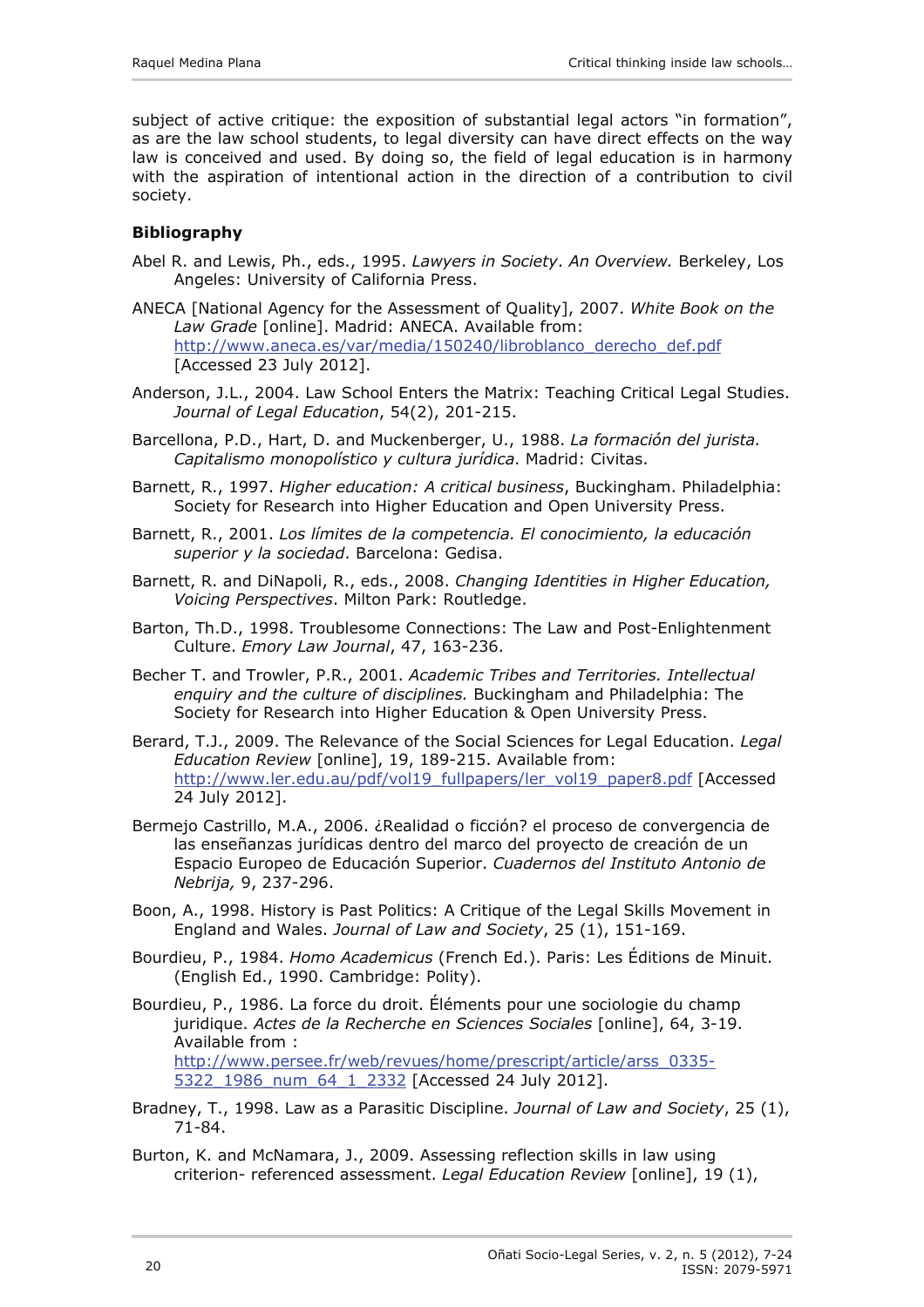subject of active critique: the exposition of substantial legal actors "in formation", as are the law school students, to legal diversity can have direct effects on the way law is conceived and used. By doing so, the field of legal education is in harmony with the aspiration of intentional action in the direction of a contribution to civil society.

### Bibliography

Abel R. and Lewis, Ph., eds., 1995. *Lawyers in Society*. *An Overview.* Berkeley, Los Angeles: University of California Press.

ANECA [National Agency for the Assessment of Quality], 2007. *White Book on the Law Grade* [online]. Madrid: ANECA. Available from: http://www.aneca.es/var/media/150240/libroblanco_derecho_def.pdf [Accessed 23 July 2012].

Anderson, J.L., 2004. Law School Enters the Matrix: Teaching Critical Legal Studies. *Journal of Legal Education*, 54(2), 201-215.

Barcellona, P.D., Hart, D. and Muckenberger, U., 1988. *La formación del jurista. Capitalismo monopolístico y cultura jurídica*. Madrid: Civitas.

Barnett, R., 1997. *Higher education: A critical business*, Buckingham. Philadelphia: Society for Research into Higher Education and Open University Press.

Barnett, R., 2001. *Los límites de la competencia. El conocimiento, la educación superior y la sociedad*. Barcelona: Gedisa.

Barnett, R. and DiNapoli, R., eds., 2008. *Changing Identities in Higher Education, Voicing Perspectives*. Milton Park: Routledge.

Barton, Th.D., 1998. Troublesome Connections: The Law and Post-Enlightenment Culture. *Emory Law Journal*, 47, 163-236.

Becher T. and Trowler, P.R., 2001. *Academic Tribes and Territories. Intellectual enquiry and the culture of disciplines.* Buckingham and Philadelphia: The Society for Research into Higher Education & Open University Press.

Berard, T.J., 2009. The Relevance of the Social Sciences for Legal Education. *Legal Education Review* [online], 19, 189-215. Available from: http://www.ler.edu.au/pdf/vol19_fullpapers/ler_vol19_paper8.pdf [Accessed 24 July 2012].

Bermejo Castrillo, M.A., 2006. ¿Realidad o ficción? el proceso de convergencia de las enseñanzas jurídicas dentro del marco del proyecto de creación de un Espacio Europeo de Educación Superior. *Cuadernos del Instituto Antonio de Nebrija,* 9, 237-296.

Boon, A., 1998. History is Past Politics: A Critique of the Legal Skills Movement in England and Wales. *Journal of Law and Society*, 25 (1), 151-169.

Bourdieu, P., 1984. *Homo Academicus* (French Ed.). Paris: Les Éditions de Minuit. (English Ed., 1990. Cambridge: Polity).

Bourdieu, P., 1986. La force du droit. Éléments pour une sociologie du champ juridique. *Actes de la Recherche en Sciences Sociales* [online], 64, 3-19. Available from : http://www.persee.fr/web/revues/home/prescript/article/arss_0335-5322_1986_num_64_1_2332 [Accessed 24 July 2012].

Bradney, T., 1998. Law as a Parasitic Discipline. *Journal of Law and Society*, 25 (1), 71-84.

Burton, K. and McNamara, J., 2009. Assessing reflection skills in law using criterion- referenced assessment. *Legal Education Review* [online], 19 (1),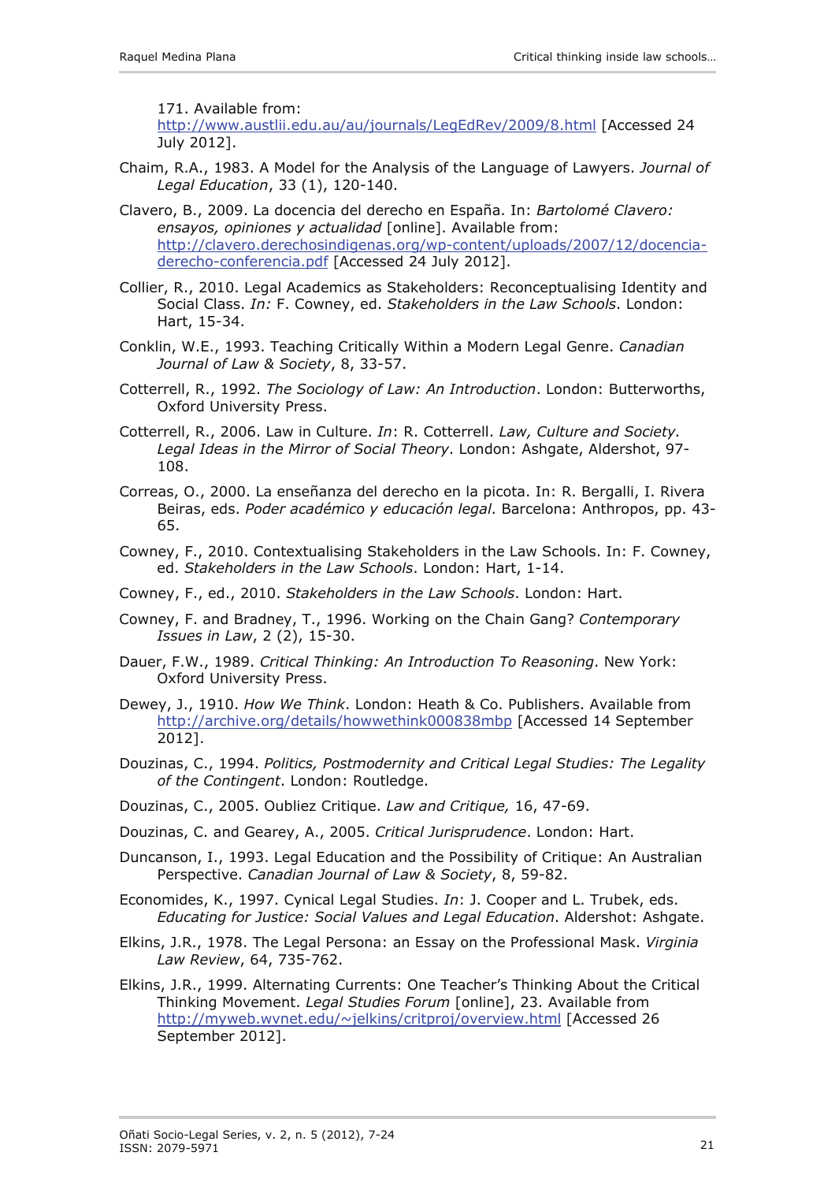171. Available from: http://www.austlii.edu.au/au/journals/LegEdRev/2009/8.html [Accessed 24 July 2012].

Chaim, R.A., 1983. A Model for the Analysis of the Language of Lawyers. *Journal of Legal Education*, 33 (1), 120-140.

Clavero, B., 2009. La docencia del derecho en España. In: *Bartolomé Clavero: ensayos, opiniones y actualidad* [online]. Available from: http://clavero.derechosindigenas.org/wp-content/uploads/2007/12/docencia-derecho-conferencia.pdf [Accessed 24 July 2012].

Collier, R., 2010. Legal Academics as Stakeholders: Reconceptualising Identity and Social Class. *In:* F. Cowney, ed. *Stakeholders in the Law Schools*. London: Hart, 15-34.

Conklin, W.E., 1993. Teaching Critically Within a Modern Legal Genre. *Canadian Journal of Law & Society*, 8, 33-57.

Cotterrell, R., 1992. *The Sociology of Law: An Introduction*. London: Butterworths, Oxford University Press.

Cotterrell, R., 2006. Law in Culture. *In*: R. Cotterrell. *Law, Culture and Society. Legal Ideas in the Mirror of Social Theory*. London: Ashgate, Aldershot, 97-108.

Correas, O., 2000. La enseñanza del derecho en la picota. In: R. Bergalli, I. Rivera Beiras, eds. *Poder académico y educación legal*. Barcelona: Anthropos, pp. 43-65.

Cowney, F., 2010. Contextualising Stakeholders in the Law Schools. In: F. Cowney, ed. *Stakeholders in the Law Schools*. London: Hart, 1-14.

Cowney, F., ed., 2010. *Stakeholders in the Law Schools*. London: Hart.

Cowney, F. and Bradney, T., 1996. Working on the Chain Gang? *Contemporary Issues in Law*, 2 (2), 15-30.

Dauer, F.W., 1989. *Critical Thinking: An Introduction To Reasoning*. New York: Oxford University Press.

Dewey, J., 1910. *How We Think*. London: Heath & Co. Publishers. Available from http://archive.org/details/howwethink000838mbp [Accessed 14 September 2012].

Douzinas, C., 1994. *Politics, Postmodernity and Critical Legal Studies: The Legality of the Contingent*. London: Routledge.

Douzinas, C., 2005. Oubliez Critique. *Law and Critique,* 16, 47-69.

Douzinas, C. and Gearey, A., 2005. *Critical Jurisprudence*. London: Hart.

Duncanson, I., 1993. Legal Education and the Possibility of Critique: An Australian Perspective. *Canadian Journal of Law & Society*, 8, 59-82.

Economides, K., 1997. Cynical Legal Studies. *In*: J. Cooper and L. Trubek, eds. *Educating for Justice: Social Values and Legal Education*. Aldershot: Ashgate.

Elkins, J.R., 1978. The Legal Persona: an Essay on the Professional Mask. *Virginia Law Review*, 64, 735-762.

Elkins, J.R., 1999. Alternating Currents: One Teacher's Thinking About the Critical Thinking Movement. *Legal Studies Forum* [online], 23. Available from http://myweb.wvnet.edu/~jelkins/critproj/overview.html [Accessed 26 September 2012].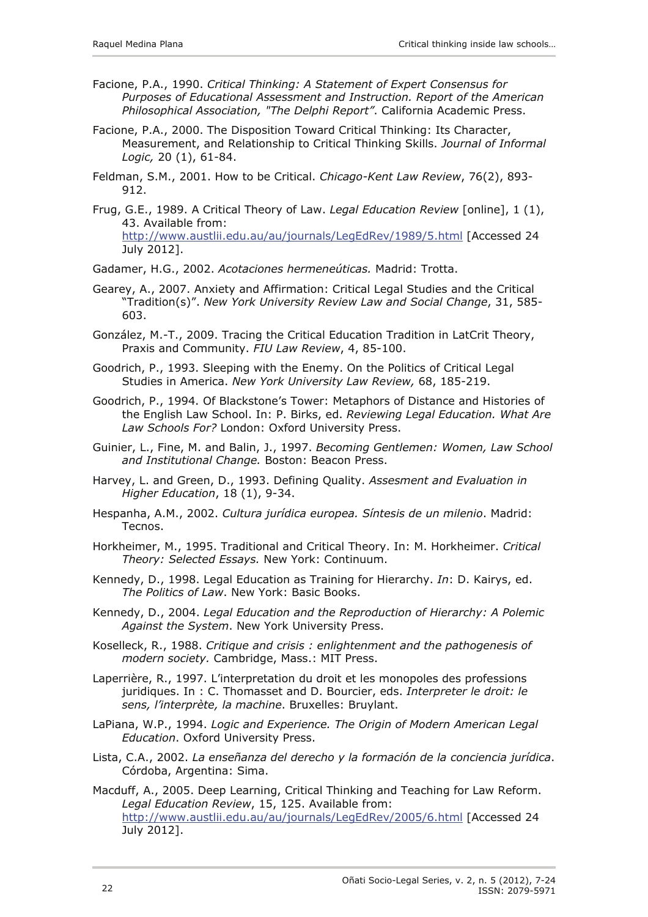Facione, P.A., 1990. *Critical Thinking: A Statement of Expert Consensus for Purposes of Educational Assessment and Instruction. Report of the American Philosophical Association, "The Delphi Report"*. California Academic Press.

Facione, P.A., 2000. The Disposition Toward Critical Thinking: Its Character, Measurement, and Relationship to Critical Thinking Skills. *Journal of Informal Logic,* 20 (1), 61-84.

Feldman, S.M., 2001. How to be Critical. *Chicago-Kent Law Review*, 76(2), 893-912.

Frug, G.E., 1989. A Critical Theory of Law. *Legal Education Review* [online], 1 (1), 43. Available from: http://www.austlii.edu.au/au/journals/LegEdRev/1989/5.html [Accessed 24 July 2012].

Gadamer, H.G., 2002. *Acotaciones hermeneúticas.* Madrid: Trotta.

Gearey, A., 2007. Anxiety and Affirmation: Critical Legal Studies and the Critical "Tradition(s)". *New York University Review Law and Social Change*, 31, 585-603.

González, M.-T., 2009. Tracing the Critical Education Tradition in LatCrit Theory, Praxis and Community. *FIU Law Review*, 4, 85-100.

Goodrich, P., 1993. Sleeping with the Enemy. On the Politics of Critical Legal Studies in America. *New York University Law Review,* 68, 185-219.

Goodrich, P., 1994. Of Blackstone's Tower: Metaphors of Distance and Histories of the English Law School. In: P. Birks, ed. *Reviewing Legal Education. What Are Law Schools For?* London: Oxford University Press.

Guinier, L., Fine, M. and Balin, J., 1997. *Becoming Gentlemen: Women, Law School and Institutional Change.* Boston: Beacon Press.

Harvey, L. and Green, D., 1993. Defining Quality. *Assesment and Evaluation in Higher Education*, 18 (1), 9-34.

Hespanha, A.M., 2002. *Cultura jurídica europea. Síntesis de un milenio*. Madrid: Tecnos.

Horkheimer, M., 1995. Traditional and Critical Theory. In: M. Horkheimer. *Critical Theory: Selected Essays.* New York: Continuum.

Kennedy, D., 1998. Legal Education as Training for Hierarchy. *In*: D. Kairys, ed. *The Politics of Law*. New York: Basic Books.

Kennedy, D., 2004. *Legal Education and the Reproduction of Hierarchy: A Polemic Against the System*. New York University Press.

Koselleck, R., 1988. *Critique and crisis : enlightenment and the pathogenesis of modern society.* Cambridge, Mass.: MIT Press.

Laperrière, R., 1997. L'interpretation du droit et les monopoles des professions juridiques. In : C. Thomasset and D. Bourcier, eds. *Interpreter le droit: le sens, l'interprète, la machine*. Bruxelles: Bruylant.

LaPiana, W.P., 1994. *Logic and Experience. The Origin of Modern American Legal Education*. Oxford University Press.

Lista, C.A., 2002. *La enseñanza del derecho y la formación de la conciencia jurídica*. Córdoba, Argentina: Sima.

Macduff, A., 2005. Deep Learning, Critical Thinking and Teaching for Law Reform. *Legal Education Review*, 15, 125. Available from: http://www.austlii.edu.au/au/journals/LegEdRev/2005/6.html [Accessed 24 July 2012].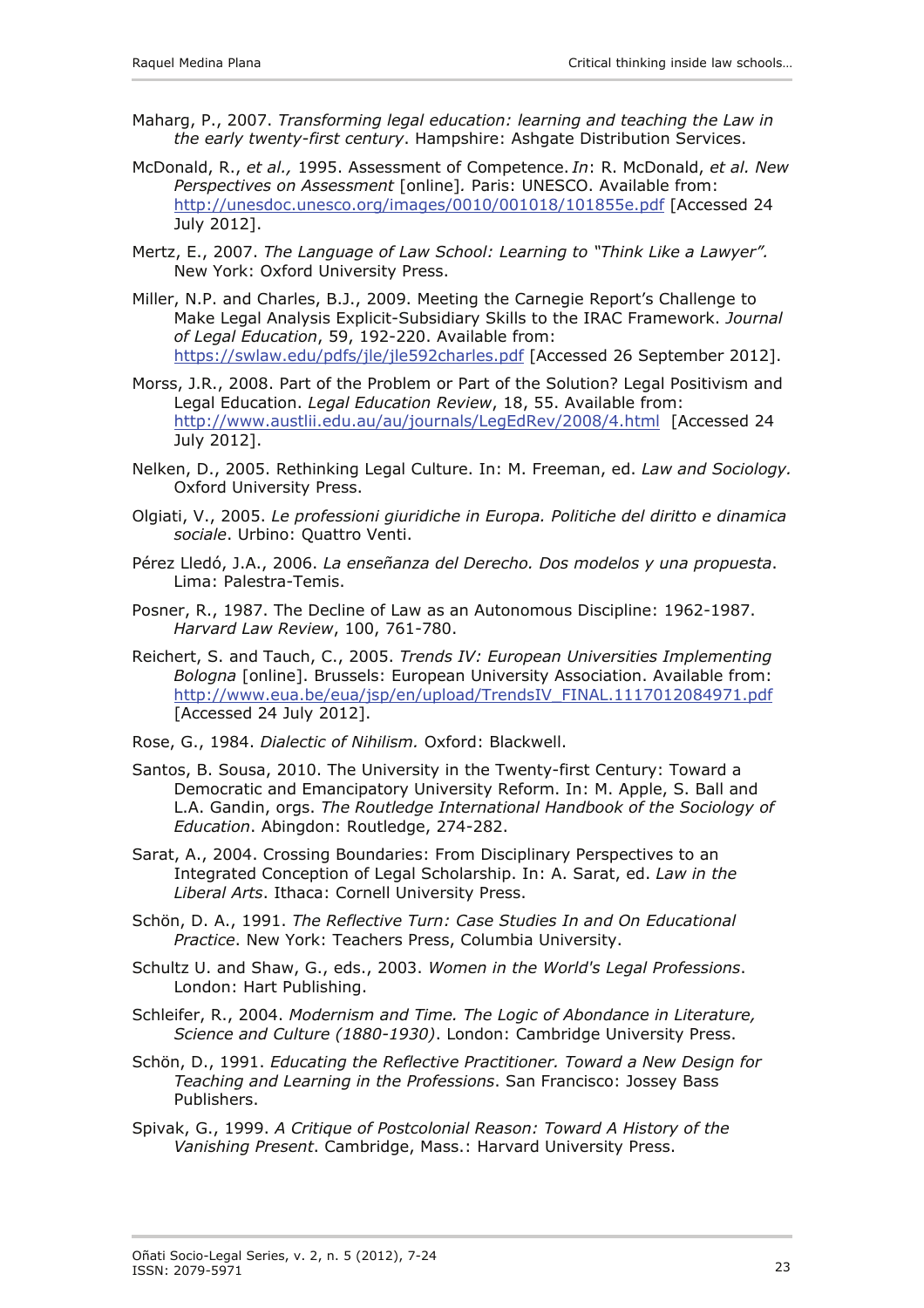Maharg, P., 2007. *Transforming legal education: learning and teaching the Law in the early twenty-first century*. Hampshire: Ashgate Distribution Services.

McDonald, R., *et al.,* 1995. Assessment of Competence. *In*: R. McDonald, *et al. New Perspectives on Assessment* [online]. Paris: UNESCO. Available from: http://unesdoc.unesco.org/images/0010/001018/101855e.pdf [Accessed 24 July 2012].

Mertz, E., 2007. *The Language of Law School: Learning to "Think Like a Lawyer".* New York: Oxford University Press.

Miller, N.P. and Charles, B.J., 2009. Meeting the Carnegie Report's Challenge to Make Legal Analysis Explicit-Subsidiary Skills to the IRAC Framework. *Journal of Legal Education*, 59, 192-220. Available from: https://swlaw.edu/pdfs/jle/jle592charles.pdf [Accessed 26 September 2012].

Morss, J.R., 2008. Part of the Problem or Part of the Solution? Legal Positivism and Legal Education. *Legal Education Review*, 18, 55. Available from: http://www.austlii.edu.au/au/journals/LegEdRev/2008/4.html [Accessed 24 July 2012].

Nelken, D., 2005. Rethinking Legal Culture. In: M. Freeman, ed. *Law and Sociology.* Oxford University Press.

Olgiati, V., 2005. *Le professioni giuridiche in Europa. Politiche del diritto e dinamica sociale*. Urbino: Quattro Venti.

Pérez Lledó, J.A., 2006. *La enseñanza del Derecho. Dos modelos y una propuesta*. Lima: Palestra-Temis.

Posner, R., 1987. The Decline of Law as an Autonomous Discipline: 1962-1987. *Harvard Law Review*, 100, 761-780.

Reichert, S. and Tauch, C., 2005. *Trends IV: European Universities Implementing Bologna* [online]. Brussels: European University Association. Available from: http://www.eua.be/eua/jsp/en/upload/TrendsIV_FINAL.1117012084971.pdf [Accessed 24 July 2012].

Rose, G., 1984. *Dialectic of Nihilism.* Oxford: Blackwell.

Santos, B. Sousa, 2010. The University in the Twenty-first Century: Toward a Democratic and Emancipatory University Reform. In: M. Apple, S. Ball and L.A. Gandin, orgs. *The Routledge International Handbook of the Sociology of Education*. Abingdon: Routledge, 274-282.

Sarat, A., 2004. Crossing Boundaries: From Disciplinary Perspectives to an Integrated Conception of Legal Scholarship. In: A. Sarat, ed. *Law in the Liberal Arts*. Ithaca: Cornell University Press.

Schön, D. A., 1991. *The Reflective Turn: Case Studies In and On Educational Practice*. New York: Teachers Press, Columbia University.

Schultz U. and Shaw, G., eds., 2003. *Women in the World's Legal Professions*. London: Hart Publishing.

Schleifer, R., 2004. *Modernism and Time. The Logic of Abondance in Literature, Science and Culture (1880-1930)*. London: Cambridge University Press.

Schön, D., 1991. *Educating the Reflective Practitioner. Toward a New Design for Teaching and Learning in the Professions*. San Francisco: Jossey Bass Publishers.

Spivak, G., 1999. *A Critique of Postcolonial Reason: Toward A History of the Vanishing Present*. Cambridge, Mass.: Harvard University Press.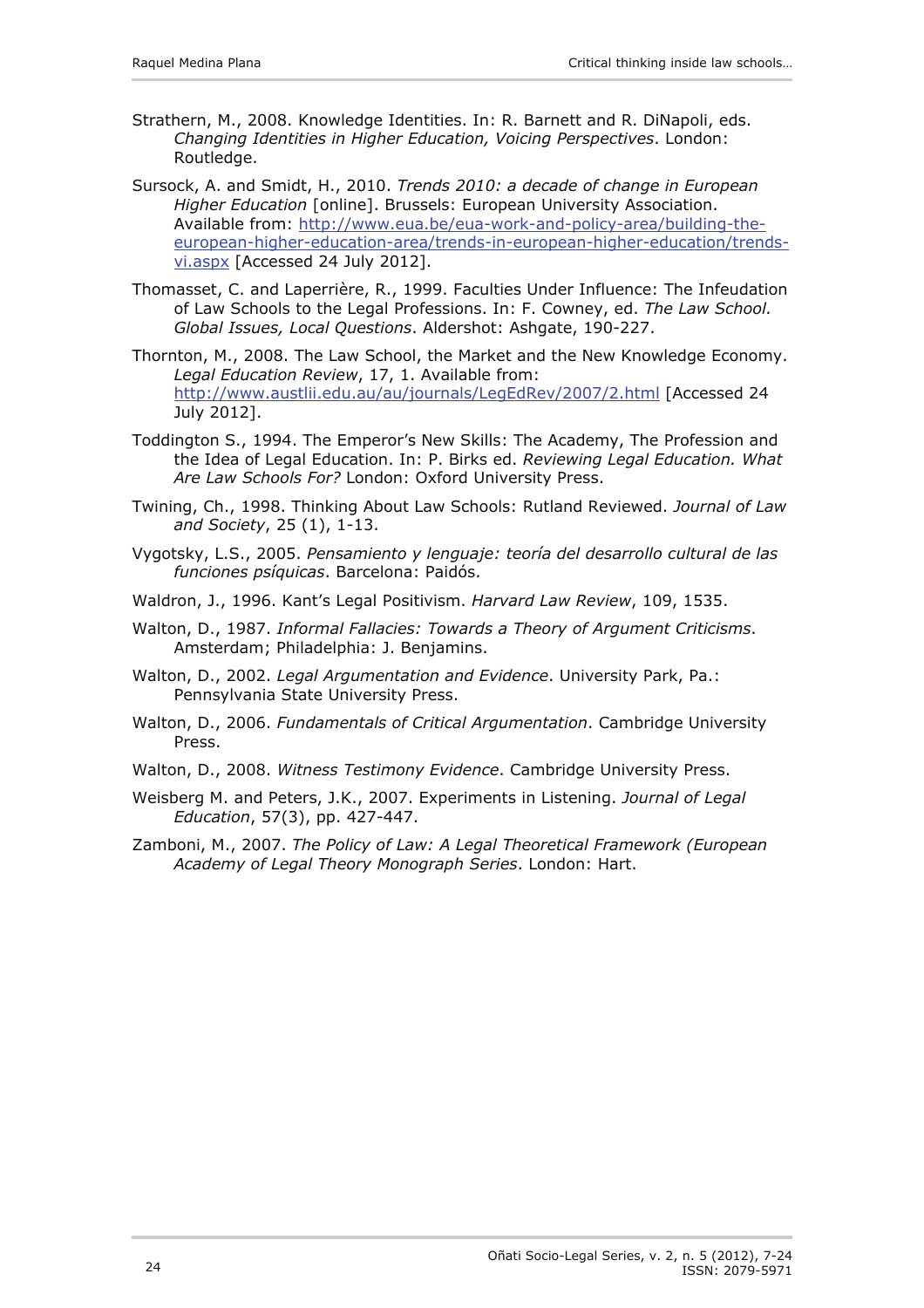Strathern, M., 2008. Knowledge Identities. In: R. Barnett and R. DiNapoli, eds. *Changing Identities in Higher Education, Voicing Perspectives*. London: Routledge.

Sursock, A. and Smidt, H., 2010. *Trends 2010: a decade of change in European Higher Education* [online]. Brussels: European University Association. Available from: http://www.eua.be/eua-work-and-policy-area/building-the-european-higher-education-area/trends-in-european-higher-education/trends-vi.aspx [Accessed 24 July 2012].

Thomasset, C. and Laperrière, R., 1999. Faculties Under Influence: The Infeudation of Law Schools to the Legal Professions. In: F. Cowney, ed. *The Law School. Global Issues, Local Questions*. Aldershot: Ashgate, 190-227.

Thornton, M., 2008. The Law School, the Market and the New Knowledge Economy. *Legal Education Review*, 17, 1. Available from: http://www.austlii.edu.au/au/journals/LegEdRev/2007/2.html [Accessed 24 July 2012].

Toddington S., 1994. The Emperor's New Skills: The Academy, The Profession and the Idea of Legal Education. In: P. Birks ed. *Reviewing Legal Education. What Are Law Schools For?* London: Oxford University Press.

Twining, Ch., 1998. Thinking About Law Schools: Rutland Reviewed. *Journal of Law and Society*, 25 (1), 1-13.

Vygotsky, L.S., 2005. *Pensamiento y lenguaje: teoría del desarrollo cultural de las funciones psíquicas*. Barcelona: Paidós.

Waldron, J., 1996. Kant's Legal Positivism. *Harvard Law Review*, 109, 1535.

Walton, D., 1987. *Informal Fallacies: Towards a Theory of Argument Criticisms*. Amsterdam; Philadelphia: J. Benjamins.

Walton, D., 2002. *Legal Argumentation and Evidence*. University Park, Pa.: Pennsylvania State University Press.

Walton, D., 2006. *Fundamentals of Critical Argumentation*. Cambridge University Press.

Walton, D., 2008. *Witness Testimony Evidence*. Cambridge University Press.

Weisberg M. and Peters, J.K., 2007. Experiments in Listening. *Journal of Legal Education*, 57(3), pp. 427-447.

Zamboni, M., 2007. *The Policy of Law: A Legal Theoretical Framework (European Academy of Legal Theory Monograph Series*. London: Hart.